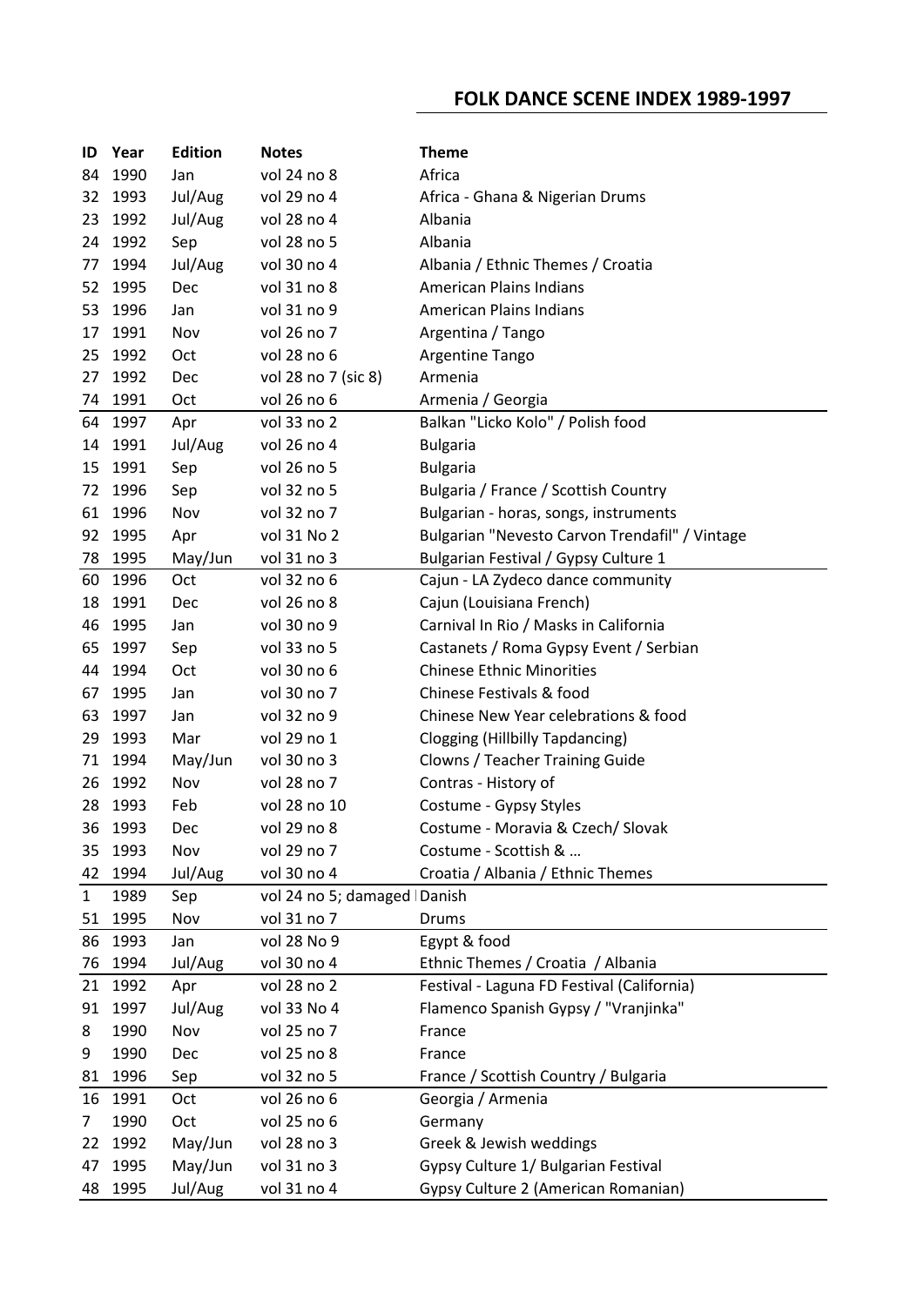## FOLK DANCE SCENE INDEX 1989-1997

| ID | Year | Edition | Notes | Theme |
|---|---|---|---|---|
| 84 | 1990 | Jan | vol 24 no 8 | Africa |
| 32 | 1993 | Jul/Aug | vol 29 no 4 | Africa - Ghana & Nigerian Drums |
| 23 | 1992 | Jul/Aug | vol 28 no 4 | Albania |
| 24 | 1992 | Sep | vol 28 no 5 | Albania |
| 77 | 1994 | Jul/Aug | vol 30 no 4 | Albania / Ethnic Themes / Croatia |
| 52 | 1995 | Dec | vol 31 no 8 | American Plains Indians |
| 53 | 1996 | Jan | vol 31 no 9 | American Plains Indians |
| 17 | 1991 | Nov | vol 26 no 7 | Argentina / Tango |
| 25 | 1992 | Oct | vol 28 no 6 | Argentine Tango |
| 27 | 1992 | Dec | vol 28 no 7 (sic 8) | Armenia |
| 74 | 1991 | Oct | vol 26 no 6 | Armenia / Georgia |
| 64 | 1997 | Apr | vol 33 no 2 | Balkan "Licko Kolo" / Polish food |
| 14 | 1991 | Jul/Aug | vol 26 no 4 | Bulgaria |
| 15 | 1991 | Sep | vol 26 no 5 | Bulgaria |
| 72 | 1996 | Sep | vol 32 no 5 | Bulgaria / France / Scottish Country |
| 61 | 1996 | Nov | vol 32 no 7 | Bulgarian - horas, songs, instruments |
| 92 | 1995 | Apr | vol 31 No 2 | Bulgarian "Nevesto Carvon Trendafil" / Vintage |
| 78 | 1995 | May/Jun | vol 31 no 3 | Bulgarian Festival / Gypsy Culture 1 |
| 60 | 1996 | Oct | vol 32 no 6 | Cajun - LA Zydeco dance community |
| 18 | 1991 | Dec | vol 26 no 8 | Cajun (Louisiana French) |
| 46 | 1995 | Jan | vol 30 no 9 | Carnival In Rio / Masks in California |
| 65 | 1997 | Sep | vol 33 no 5 | Castanets / Roma Gypsy Event / Serbian |
| 44 | 1994 | Oct | vol 30 no 6 | Chinese Ethnic Minorities |
| 67 | 1995 | Jan | vol 30 no 7 | Chinese Festivals & food |
| 63 | 1997 | Jan | vol 32 no 9 | Chinese New Year celebrations & food |
| 29 | 1993 | Mar | vol 29 no 1 | Clogging (Hillbilly Tapdancing) |
| 71 | 1994 | May/Jun | vol 30 no 3 | Clowns / Teacher Training Guide |
| 26 | 1992 | Nov | vol 28 no 7 | Contras - History of |
| 28 | 1993 | Feb | vol 28 no 10 | Costume - Gypsy Styles |
| 36 | 1993 | Dec | vol 29 no 8 | Costume - Moravia & Czech/ Slovak |
| 35 | 1993 | Nov | vol 29 no 7 | Costume - Scottish & … |
| 42 | 1994 | Jul/Aug | vol 30 no 4 | Croatia / Albania / Ethnic Themes |
| 1 | 1989 | Sep | vol 24 no 5; damaged | Danish |
| 51 | 1995 | Nov | vol 31 no 7 | Drums |
| 86 | 1993 | Jan | vol 28 No 9 | Egypt & food |
| 76 | 1994 | Jul/Aug | vol 30 no 4 | Ethnic Themes / Croatia / Albania |
| 21 | 1992 | Apr | vol 28 no 2 | Festival - Laguna FD Festival (California) |
| 91 | 1997 | Jul/Aug | vol 33 No 4 | Flamenco Spanish Gypsy / "Vranjinka" |
| 8 | 1990 | Nov | vol 25 no 7 | France |
| 9 | 1990 | Dec | vol 25 no 8 | France |
| 81 | 1996 | Sep | vol 32 no 5 | France / Scottish Country / Bulgaria |
| 16 | 1991 | Oct | vol 26 no 6 | Georgia / Armenia |
| 7 | 1990 | Oct | vol 25 no 6 | Germany |
| 22 | 1992 | May/Jun | vol 28 no 3 | Greek & Jewish weddings |
| 47 | 1995 | May/Jun | vol 31 no 3 | Gypsy Culture 1/ Bulgarian Festival |
| 48 | 1995 | Jul/Aug | vol 31 no 4 | Gypsy Culture 2 (American Romanian) |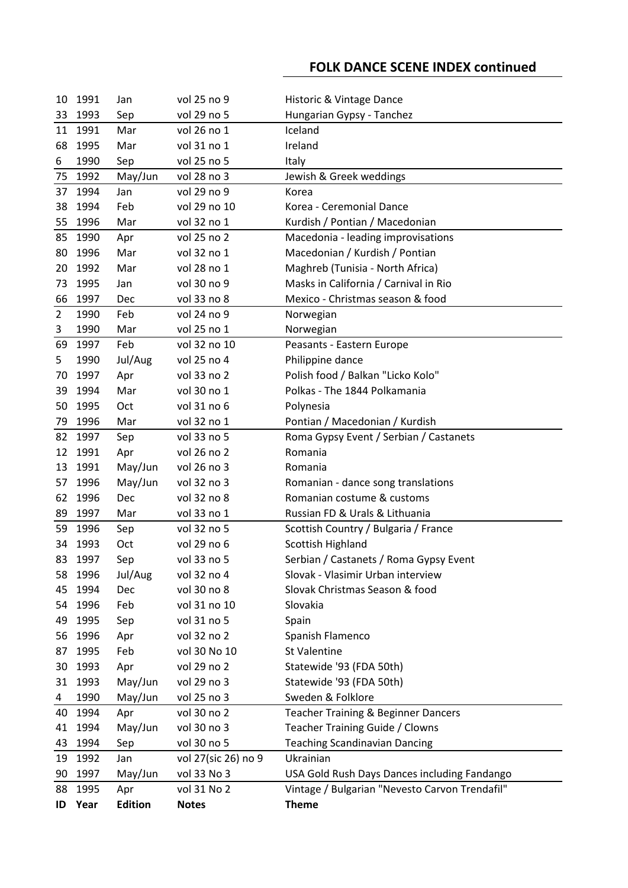## FOLK DANCE SCENE INDEX continued

| ID | Year | Edition | Notes | Theme |
|---|---|---|---|---|
| 10 | 1991 | Jan | vol 25 no 9 | Historic & Vintage Dance |
| 33 | 1993 | Sep | vol 29 no 5 | Hungarian Gypsy - Tanchez |
| 11 | 1991 | Mar | vol 26 no 1 | Iceland |
| 68 | 1995 | Mar | vol 31 no 1 | Ireland |
| 6 | 1990 | Sep | vol 25 no 5 | Italy |
| 75 | 1992 | May/Jun | vol 28 no 3 | Jewish & Greek weddings |
| 37 | 1994 | Jan | vol 29 no 9 | Korea |
| 38 | 1994 | Feb | vol 29 no 10 | Korea - Ceremonial Dance |
| 55 | 1996 | Mar | vol 32 no 1 | Kurdish / Pontian / Macedonian |
| 85 | 1990 | Apr | vol 25 no 2 | Macedonia - leading improvisations |
| 80 | 1996 | Mar | vol 32 no 1 | Macedonian / Kurdish / Pontian |
| 20 | 1992 | Mar | vol 28 no 1 | Maghreb (Tunisia - North Africa) |
| 73 | 1995 | Jan | vol 30 no 9 | Masks in California / Carnival in Rio |
| 66 | 1997 | Dec | vol 33 no 8 | Mexico - Christmas season & food |
| 2 | 1990 | Feb | vol 24 no 9 | Norwegian |
| 3 | 1990 | Mar | vol 25 no 1 | Norwegian |
| 69 | 1997 | Feb | vol 32 no 10 | Peasants - Eastern Europe |
| 5 | 1990 | Jul/Aug | vol 25 no 4 | Philippine dance |
| 70 | 1997 | Apr | vol 33 no 2 | Polish food / Balkan "Licko Kolo" |
| 39 | 1994 | Mar | vol 30 no 1 | Polkas - The 1844 Polkamania |
| 50 | 1995 | Oct | vol 31 no 6 | Polynesia |
| 79 | 1996 | Mar | vol 32 no 1 | Pontian / Macedonian / Kurdish |
| 82 | 1997 | Sep | vol 33 no 5 | Roma Gypsy Event / Serbian / Castanets |
| 12 | 1991 | Apr | vol 26 no 2 | Romania |
| 13 | 1991 | May/Jun | vol 26 no 3 | Romania |
| 57 | 1996 | May/Jun | vol 32 no 3 | Romanian - dance song translations |
| 62 | 1996 | Dec | vol 32 no 8 | Romanian costume & customs |
| 89 | 1997 | Mar | vol 33 no 1 | Russian FD & Urals & Lithuania |
| 59 | 1996 | Sep | vol 32 no 5 | Scottish Country / Bulgaria / France |
| 34 | 1993 | Oct | vol 29 no 6 | Scottish Highland |
| 83 | 1997 | Sep | vol 33 no 5 | Serbian / Castanets / Roma Gypsy Event |
| 58 | 1996 | Jul/Aug | vol 32 no 4 | Slovak - Vlasimir Urban interview |
| 45 | 1994 | Dec | vol 30 no 8 | Slovak Christmas Season & food |
| 54 | 1996 | Feb | vol 31 no 10 | Slovakia |
| 49 | 1995 | Sep | vol 31 no 5 | Spain |
| 56 | 1996 | Apr | vol 32 no 2 | Spanish Flamenco |
| 87 | 1995 | Feb | vol 30 No 10 | St Valentine |
| 30 | 1993 | Apr | vol 29 no 2 | Statewide '93 (FDA 50th) |
| 31 | 1993 | May/Jun | vol 29 no 3 | Statewide '93 (FDA 50th) |
| 4 | 1990 | May/Jun | vol 25 no 3 | Sweden & Folklore |
| 40 | 1994 | Apr | vol 30 no 2 | Teacher Training & Beginner Dancers |
| 41 | 1994 | May/Jun | vol 30 no 3 | Teacher Training Guide / Clowns |
| 43 | 1994 | Sep | vol 30 no 5 | Teaching Scandinavian Dancing |
| 19 | 1992 | Jan | vol 27(sic 26) no 9 | Ukrainian |
| 90 | 1997 | May/Jun | vol 33 No 3 | USA Gold Rush Days Dances including Fandango |
| 88 | 1995 | Apr | vol 31 No 2 | Vintage / Bulgarian "Nevesto Carvon Trendafil" |
| **ID** | **Year** | **Edition** | **Notes** | **Theme** |